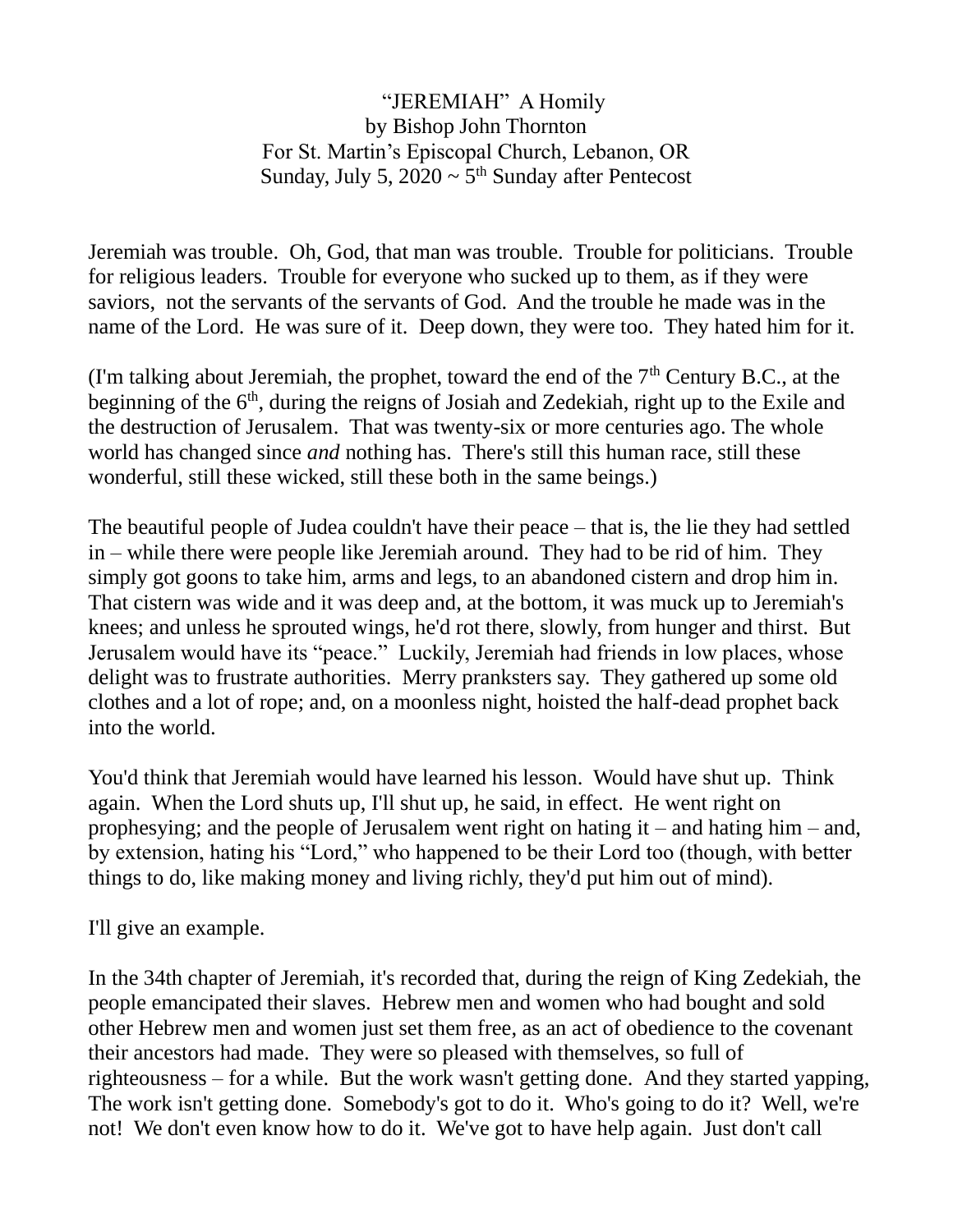# "JEREMIAH" A Homily

by Bishop John Thornton
For St. Martin's Episcopal Church, Lebanon, OR
Sunday, July 5, 2020 ~ 5th Sunday after Pentecost

Jeremiah was trouble. Oh, God, that man was trouble. Trouble for politicians. Trouble for religious leaders. Trouble for everyone who sucked up to them, as if they were saviors, not the servants of the servants of God. And the trouble he made was in the name of the Lord. He was sure of it. Deep down, they were too. They hated him for it.

(I'm talking about Jeremiah, the prophet, toward the end of the 7th Century B.C., at the beginning of the 6th, during the reigns of Josiah and Zedekiah, right up to the Exile and the destruction of Jerusalem. That was twenty-six or more centuries ago. The whole world has changed since *and* nothing has. There's still this human race, still these wonderful, still these wicked, still these both in the same beings.)

The beautiful people of Judea couldn't have their peace – that is, the lie they had settled in – while there were people like Jeremiah around. They had to be rid of him. They simply got goons to take him, arms and legs, to an abandoned cistern and drop him in. That cistern was wide and it was deep and, at the bottom, it was muck up to Jeremiah's knees; and unless he sprouted wings, he'd rot there, slowly, from hunger and thirst. But Jerusalem would have its "peace." Luckily, Jeremiah had friends in low places, whose delight was to frustrate authorities. Merry pranksters say. They gathered up some old clothes and a lot of rope; and, on a moonless night, hoisted the half-dead prophet back into the world.

You'd think that Jeremiah would have learned his lesson. Would have shut up. Think again. When the Lord shuts up, I'll shut up, he said, in effect. He went right on prophesying; and the people of Jerusalem went right on hating it – and hating him – and, by extension, hating his "Lord," who happened to be their Lord too (though, with better things to do, like making money and living richly, they'd put him out of mind).

I'll give an example.

In the 34th chapter of Jeremiah, it's recorded that, during the reign of King Zedekiah, the people emancipated their slaves. Hebrew men and women who had bought and sold other Hebrew men and women just set them free, as an act of obedience to the covenant their ancestors had made. They were so pleased with themselves, so full of righteousness – for a while. But the work wasn't getting done. And they started yapping, The work isn't getting done. Somebody's got to do it. Who's going to do it? Well, we're not! We don't even know how to do it. We've got to have help again. Just don't call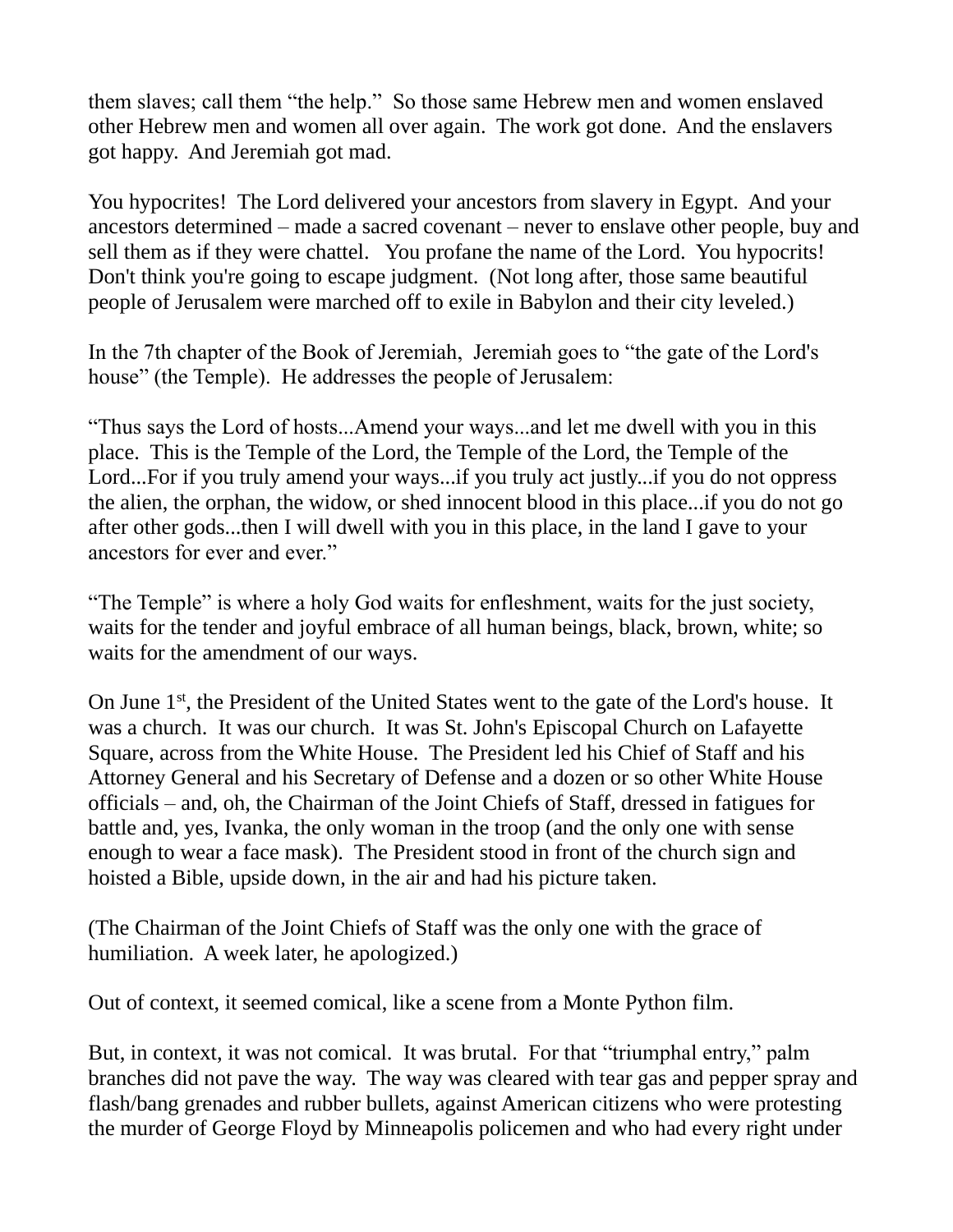them slaves; call them "the help." So those same Hebrew men and women enslaved other Hebrew men and women all over again. The work got done. And the enslavers got happy. And Jeremiah got mad.

You hypocrites! The Lord delivered your ancestors from slavery in Egypt. And your ancestors determined – made a sacred covenant – never to enslave other people, buy and sell them as if they were chattel. You profane the name of the Lord. You hypocrits! Don't think you're going to escape judgment. (Not long after, those same beautiful people of Jerusalem were marched off to exile in Babylon and their city leveled.)

In the 7th chapter of the Book of Jeremiah, Jeremiah goes to "the gate of the Lord's house" (the Temple). He addresses the people of Jerusalem:

"Thus says the Lord of hosts...Amend your ways...and let me dwell with you in this place. This is the Temple of the Lord, the Temple of the Lord, the Temple of the Lord...For if you truly amend your ways...if you truly act justly...if you do not oppress the alien, the orphan, the widow, or shed innocent blood in this place...if you do not go after other gods...then I will dwell with you in this place, in the land I gave to your ancestors for ever and ever."

"The Temple" is where a holy God waits for enfleshment, waits for the just society, waits for the tender and joyful embrace of all human beings, black, brown, white; so waits for the amendment of our ways.

On June 1st, the President of the United States went to the gate of the Lord's house. It was a church. It was our church. It was St. John's Episcopal Church on Lafayette Square, across from the White House. The President led his Chief of Staff and his Attorney General and his Secretary of Defense and a dozen or so other White House officials – and, oh, the Chairman of the Joint Chiefs of Staff, dressed in fatigues for battle and, yes, Ivanka, the only woman in the troop (and the only one with sense enough to wear a face mask). The President stood in front of the church sign and hoisted a Bible, upside down, in the air and had his picture taken.

(The Chairman of the Joint Chiefs of Staff was the only one with the grace of humiliation. A week later, he apologized.)

Out of context, it seemed comical, like a scene from a Monte Python film.

But, in context, it was not comical. It was brutal. For that "triumphal entry," palm branches did not pave the way. The way was cleared with tear gas and pepper spray and flash/bang grenades and rubber bullets, against American citizens who were protesting the murder of George Floyd by Minneapolis policemen and who had every right under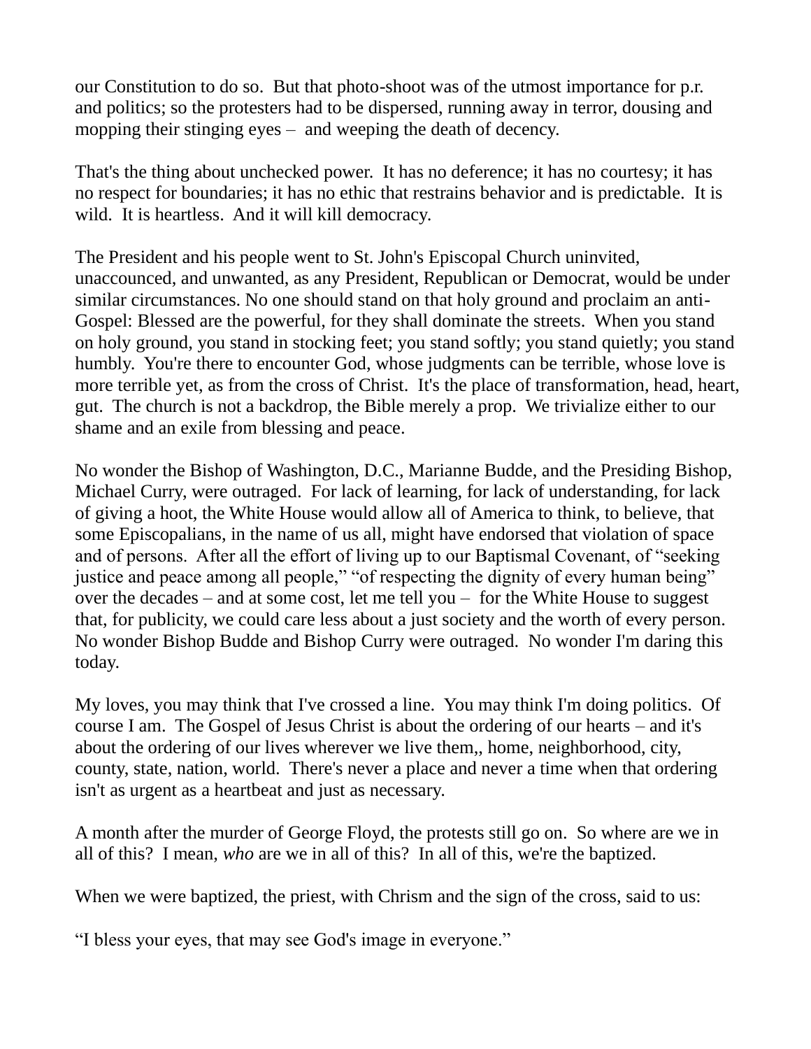our Constitution to do so. But that photo-shoot was of the utmost importance for p.r. and politics; so the protesters had to be dispersed, running away in terror, dousing and mopping their stinging eyes – and weeping the death of decency.

That's the thing about unchecked power. It has no deference; it has no courtesy; it has no respect for boundaries; it has no ethic that restrains behavior and is predictable. It is wild. It is heartless. And it will kill democracy.

The President and his people went to St. John's Episcopal Church uninvited, unaccounced, and unwanted, as any President, Republican or Democrat, would be under similar circumstances. No one should stand on that holy ground and proclaim an anti-Gospel: Blessed are the powerful, for they shall dominate the streets. When you stand on holy ground, you stand in stocking feet; you stand softly; you stand quietly; you stand humbly. You're there to encounter God, whose judgments can be terrible, whose love is more terrible yet, as from the cross of Christ. It's the place of transformation, head, heart, gut. The church is not a backdrop, the Bible merely a prop. We trivialize either to our shame and an exile from blessing and peace.

No wonder the Bishop of Washington, D.C., Marianne Budde, and the Presiding Bishop, Michael Curry, were outraged. For lack of learning, for lack of understanding, for lack of giving a hoot, the White House would allow all of America to think, to believe, that some Episcopalians, in the name of us all, might have endorsed that violation of space and of persons. After all the effort of living up to our Baptismal Covenant, of "seeking justice and peace among all people," "of respecting the dignity of every human being" over the decades – and at some cost, let me tell you – for the White House to suggest that, for publicity, we could care less about a just society and the worth of every person. No wonder Bishop Budde and Bishop Curry were outraged. No wonder I'm daring this today.

My loves, you may think that I've crossed a line. You may think I'm doing politics. Of course I am. The Gospel of Jesus Christ is about the ordering of our hearts – and it's about the ordering of our lives wherever we live them,, home, neighborhood, city, county, state, nation, world. There's never a place and never a time when that ordering isn't as urgent as a heartbeat and just as necessary.

A month after the murder of George Floyd, the protests still go on. So where are we in all of this? I mean, *who* are we in all of this? In all of this, we're the baptized.

When we were baptized, the priest, with Chrism and the sign of the cross, said to us:

"I bless your eyes, that may see God's image in everyone."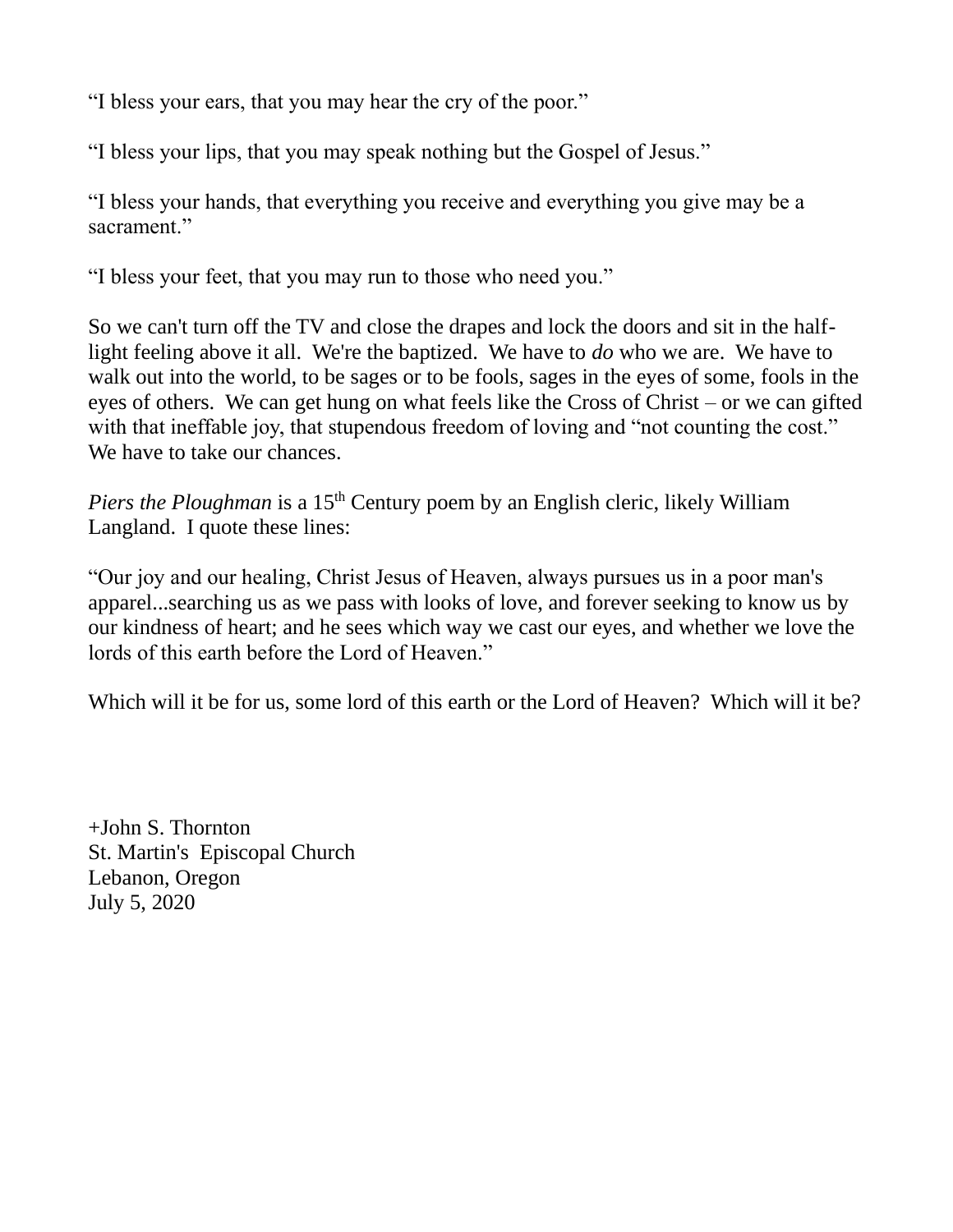"I bless your ears, that you may hear the cry of the poor."

"I bless your lips, that you may speak nothing but the Gospel of Jesus."

"I bless your hands, that everything you receive and everything you give may be a sacrament."

"I bless your feet, that you may run to those who need you."

So we can't turn off the TV and close the drapes and lock the doors and sit in the half-light feeling above it all. We're the baptized. We have to *do* who we are. We have to walk out into the world, to be sages or to be fools, sages in the eyes of some, fools in the eyes of others. We can get hung on what feels like the Cross of Christ – or we can gifted with that ineffable joy, that stupendous freedom of loving and "not counting the cost." We have to take our chances.

*Piers the Ploughman* is a 15th Century poem by an English cleric, likely William Langland. I quote these lines:

"Our joy and our healing, Christ Jesus of Heaven, always pursues us in a poor man's apparel...searching us as we pass with looks of love, and forever seeking to know us by our kindness of heart; and he sees which way we cast our eyes, and whether we love the lords of this earth before the Lord of Heaven."

Which will it be for us, some lord of this earth or the Lord of Heaven? Which will it be?

+John S. Thornton
St. Martin's Episcopal Church
Lebanon, Oregon
July 5, 2020